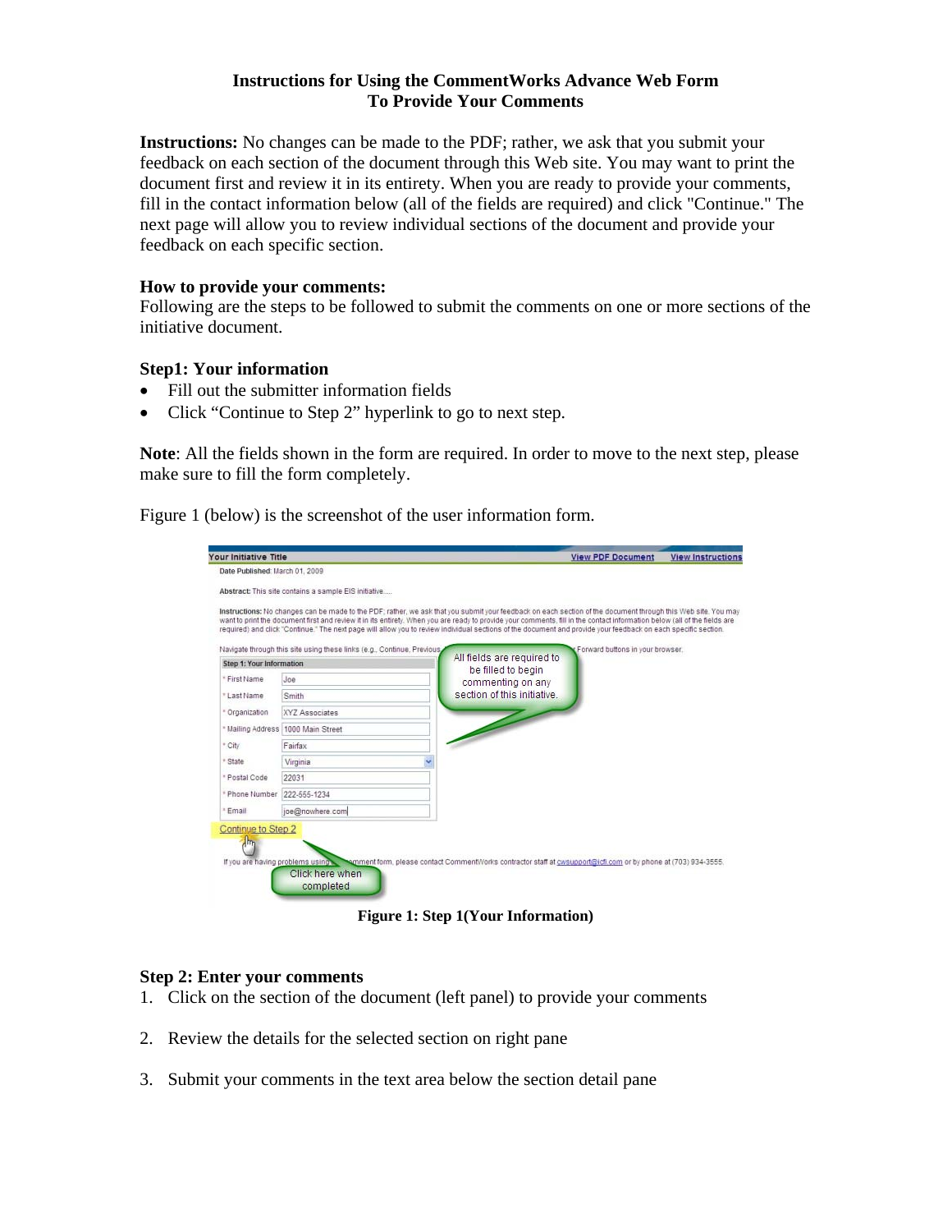# Instructions for Using the CommentWorks Advance Web Form
## To Provide Your Comments

**Instructions:** No changes can be made to the PDF; rather, we ask that you submit your feedback on each section of the document through this Web site. You may want to print the document first and review it in its entirety. When you are ready to provide your comments, fill in the contact information below (all of the fields are required) and click "Continue." The next page will allow you to review individual sections of the document and provide your feedback on each specific section.

**How to provide your comments:**

Following are the steps to be followed to submit the comments on one or more sections of the initiative document.

**Step1: Your information**

- Fill out the submitter information fields
- Click "Continue to Step 2" hyperlink to go to next step.

**Note**: All the fields shown in the form are required. In order to move to the next step, please make sure to fill the form completely.

Figure 1 (below) is the screenshot of the user information form.

**Figure 1: Step 1(Your Information)**

**Step 2: Enter your comments**

1. Click on the section of the document (left panel) to provide your comments
2. Review the details for the selected section on right pane
3. Submit your comments in the text area below the section detail pane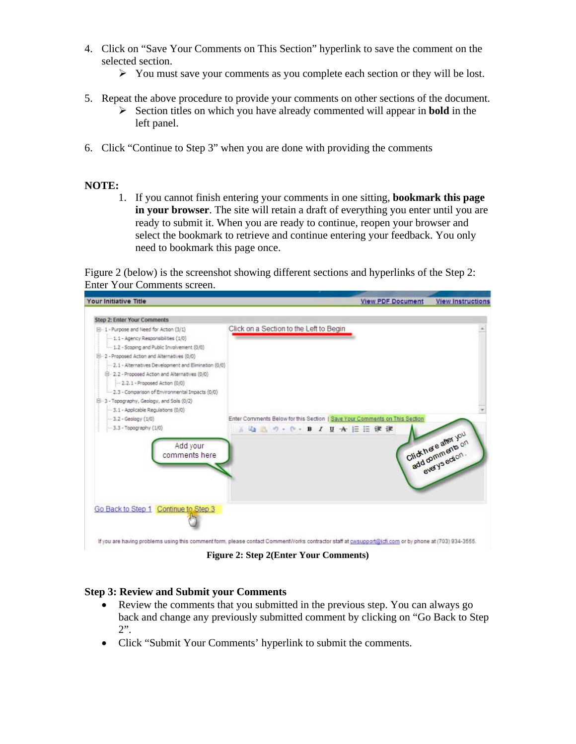4. Click on "Save Your Comments on This Section" hyperlink to save the comment on the selected section.
   - You must save your comments as you complete each section or they will be lost.

5. Repeat the above procedure to provide your comments on other sections of the document.
   - Section titles on which you have already commented will appear in **bold** in the left panel.

6. Click "Continue to Step 3" when you are done with providing the comments

**NOTE:**

1. If you cannot finish entering your comments in one sitting, **bookmark this page in your browser**. The site will retain a draft of everything you enter until you are ready to submit it. When you are ready to continue, reopen your browser and select the bookmark to retrieve and continue entering your feedback. You only need to bookmark this page once.

Figure 2 (below) is the screenshot showing different sections and hyperlinks of the Step 2: Enter Your Comments screen.

**Figure 2: Step 2(Enter Your Comments)**

**Step 3: Review and Submit your Comments**

- Review the comments that you submitted in the previous step. You can always go back and change any previously submitted comment by clicking on "Go Back to Step 2".
- Click "Submit Your Comments' hyperlink to submit the comments.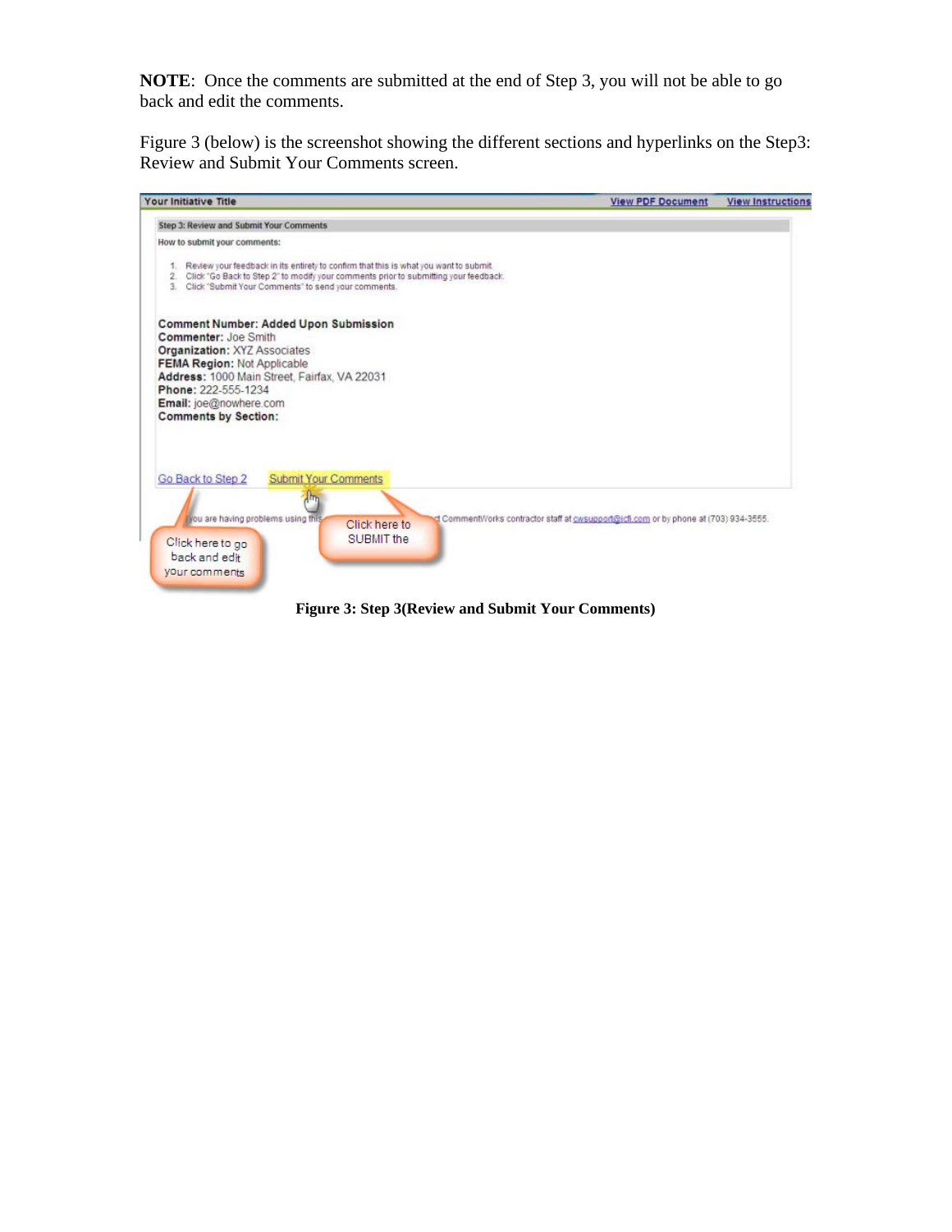**NOTE**: Once the comments are submitted at the end of Step 3, you will not be able to go back and edit the comments.

Figure 3 (below) is the screenshot showing the different sections and hyperlinks on the Step3: Review and Submit Your Comments screen.

Your Initiative Title View PDF Document View Instructions

Step 3: Review and Submit Your Comments

How to submit your comments:

1. Review your feedback in its entirety to confirm that this is what you want to submit.
2. Click "Go Back to Step 2" to modify your comments prior to submitting your feedback.
3. Click "Submit Your Comments" to send your comments.

**Comment Number: Added Upon Submission**
**Commenter:** Joe Smith
**Organization:** XYZ Associates
**FEMA Region:** Not Applicable
**Address:** 1000 Main Street, Fairfax, VA 22031
**Phone:** 222-555-1234
**Email:** joe@nowhere.com
**Comments by Section:**

Go Back to Step 2 Submit Your Comments

If you are having problems using this ... CommentWorks contractor staff at cwsupport@icfi.com or by phone at (703) 934-3555.

Click here to go back and edit your comments

Click here to SUBMIT the

**Figure 3: Step 3(Review and Submit Your Comments)**